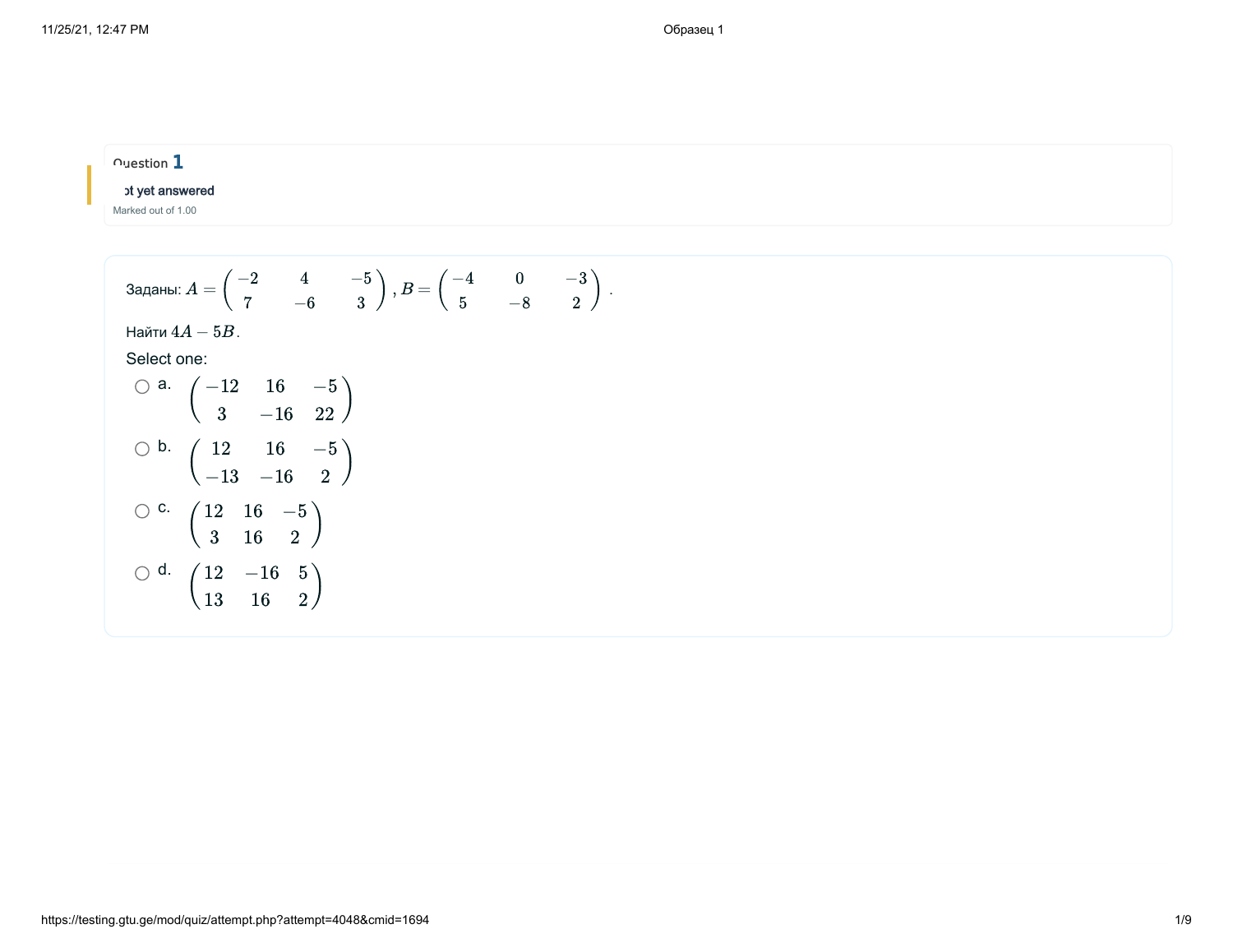Question **1**

ot yet answered

Marked out of 1.00

Заданы: $A = \begin{pmatrix} -2 & 4 & -5 \\ 7 & -6 & 3 \end{pmatrix}$, $B = \begin{pmatrix} -4 & 0 & -3 \\ 5 & -8 & 2 \end{pmatrix}$.

Найти $4A - 5B$.

Select one:

- a. $\begin{pmatrix} -12 & 16 & -5 \\ 3 & -16 & 22 \end{pmatrix}$
- b. $\begin{pmatrix} 12 & 16 & -5 \\ -13 & -16 & 2 \end{pmatrix}$
- c. $\begin{pmatrix} 12 & 16 & -5 \\ 3 & 16 & 2 \end{pmatrix}$
- d. $\begin{pmatrix} 12 & -16 & 5 \\ 13 & 16 & 2 \end{pmatrix}$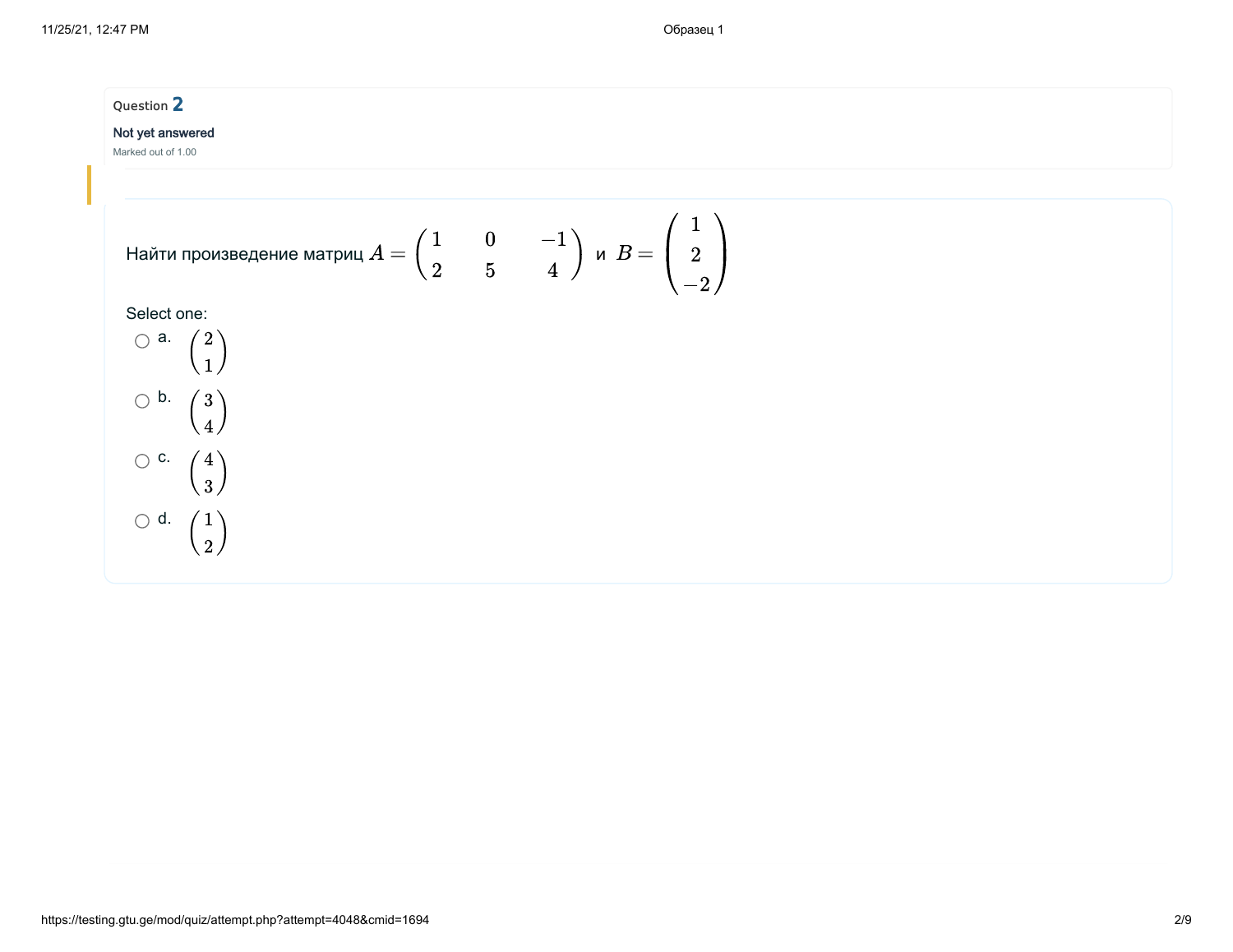Question **2**

Not yet answered

Marked out of 1.00

Найти произведение матриц $A = \begin{pmatrix} 1 & 0 & -1 \\ 2 & 5 & 4 \end{pmatrix}$ и $B = \begin{pmatrix} 1 \\ 2 \\ -2 \end{pmatrix}$

Select one:

- a. $\begin{pmatrix} 2 \\ 1 \end{pmatrix}$
- b. $\begin{pmatrix} 3 \\ 4 \end{pmatrix}$
- c. $\begin{pmatrix} 4 \\ 3 \end{pmatrix}$
- d. $\begin{pmatrix} 1 \\ 2 \end{pmatrix}$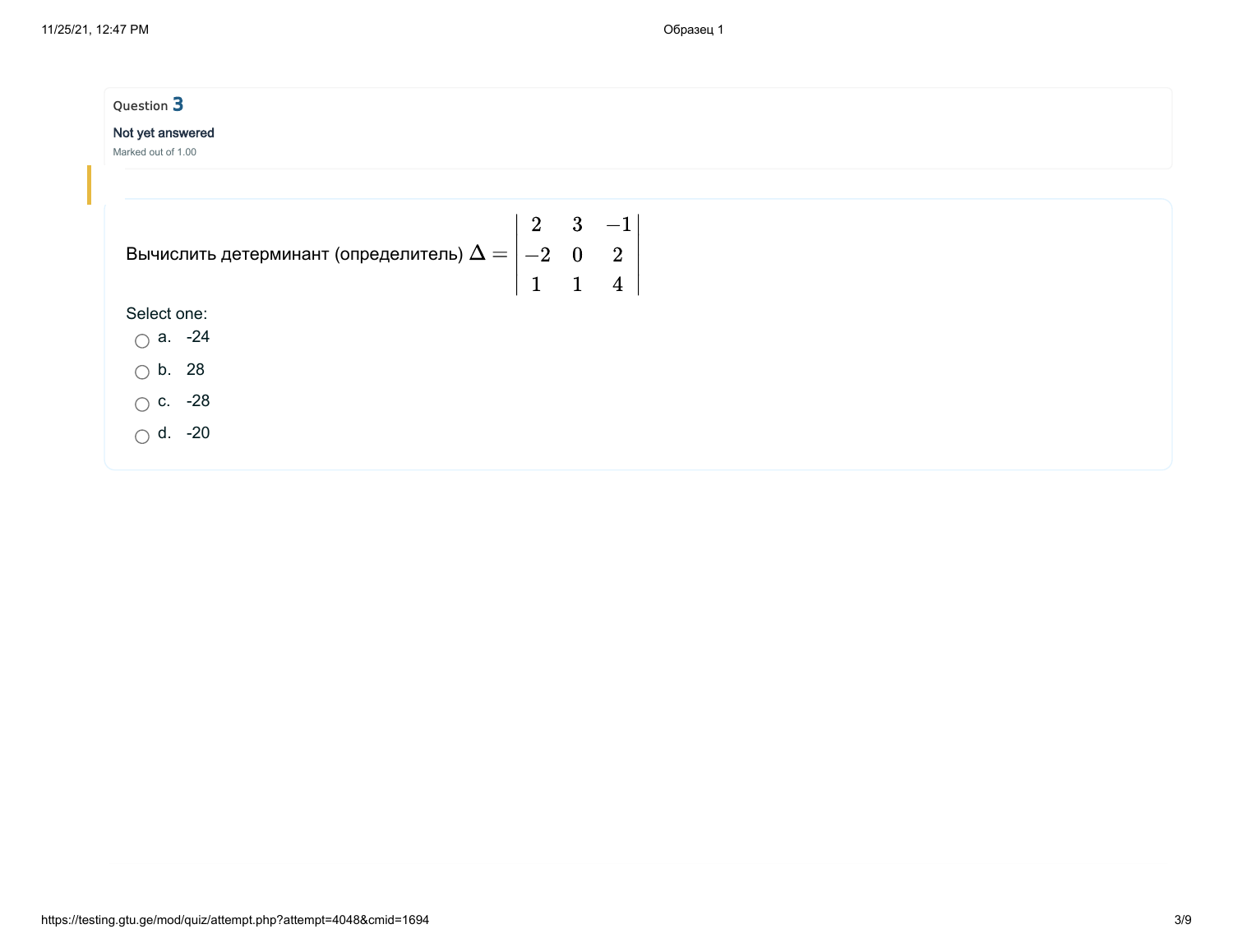Question 3

Not yet answered

Marked out of 1.00

Вычислить детерминант (определитель) $\Delta = \begin{vmatrix} 2 & 3 & -1 \\ -2 & 0 & 2 \\ 1 & 1 & 4 \end{vmatrix}$

Select one:

- a. -24
- b. 28
- c. -28
- d. -20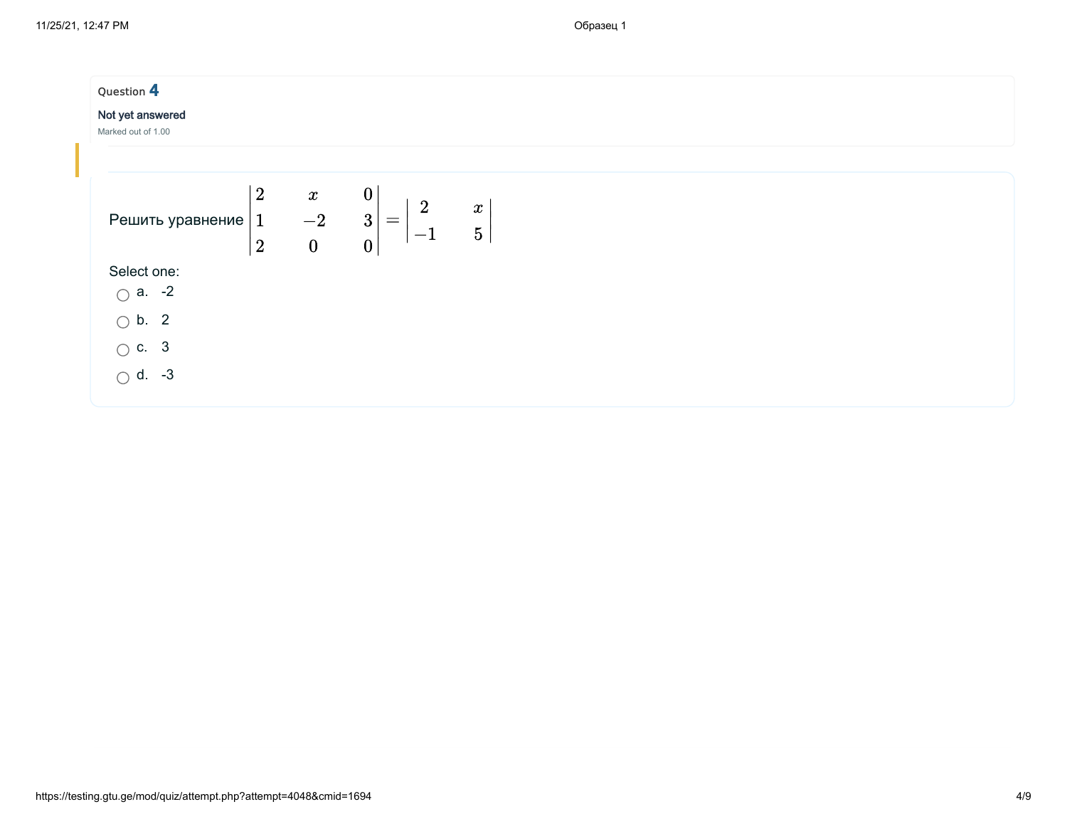Question **4**

**Not yet answered**

Marked out of 1.00

Решить уравнение $\begin{vmatrix} 2 & x & 0 \\ 1 & -2 & 3 \\ 2 & 0 & 0 \end{vmatrix} = \begin{vmatrix} 2 & x \\ -1 & 5 \end{vmatrix}$

Select one:

- a. -2
- b. 2
- c. 3
- d. -3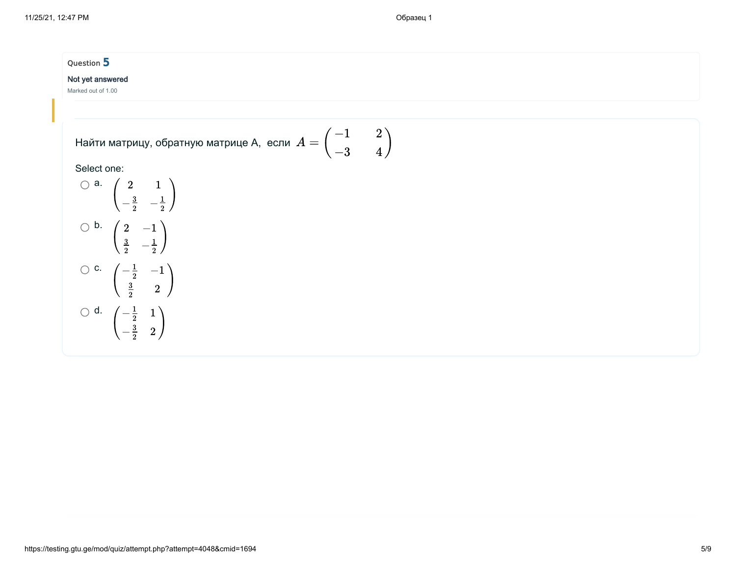Question **5**

Not yet answered

Marked out of 1.00

Найти матрицу, обратную матрице A, если $A = \begin{pmatrix} -1 & 2 \\ -3 & 4 \end{pmatrix}$

Select one:

- a. $\begin{pmatrix} 2 & 1 \\ -\frac{3}{2} & -\frac{1}{2} \end{pmatrix}$
- b. $\begin{pmatrix} 2 & -1 \\ \frac{3}{2} & -\frac{1}{2} \end{pmatrix}$
- c. $\begin{pmatrix} -\frac{1}{2} & -1 \\ \frac{3}{2} & 2 \end{pmatrix}$
- d. $\begin{pmatrix} -\frac{1}{2} & 1 \\ -\frac{3}{2} & 2 \end{pmatrix}$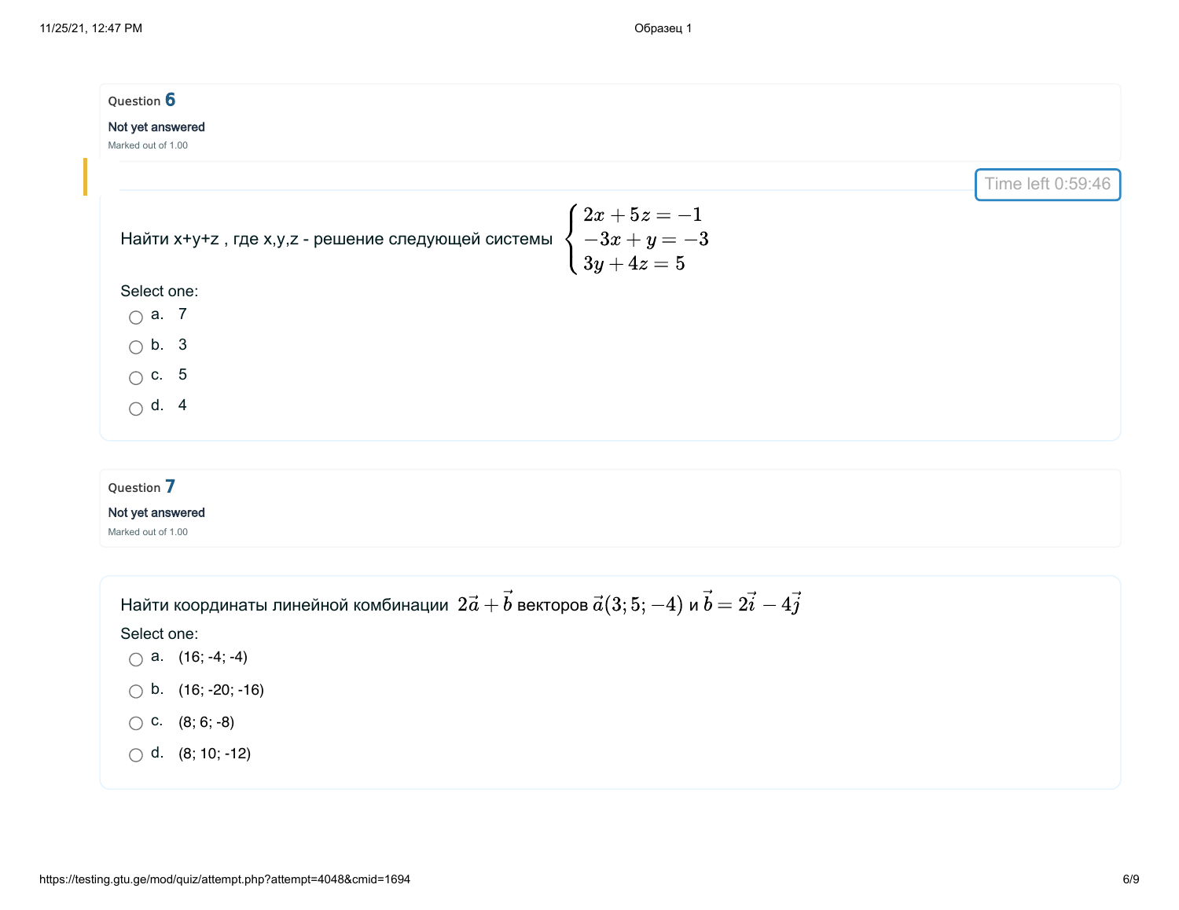Question **6**

Not yet answered

Marked out of 1.00

Time left 0:59:46

Найти x+y+z , где x,y,z - решение следующей системы $\begin{cases} 2x+5z=-1 \\ -3x+y=-3 \\ 3y+4z=5 \end{cases}$

Select one:

- a. 7
- b. 3
- c. 5
- d. 4

Question **7**

Not yet answered

Marked out of 1.00

Найти координаты линейной комбинации $2\vec{a}+\vec{b}$ векторов $\vec{a}(3;5;-4)$ и $\vec{b}=2\vec{i}-4\vec{j}$

Select one:

- a. (16; -4; -4)
- b. (16; -20; -16)
- c. (8; 6; -8)
- d. (8; 10; -12)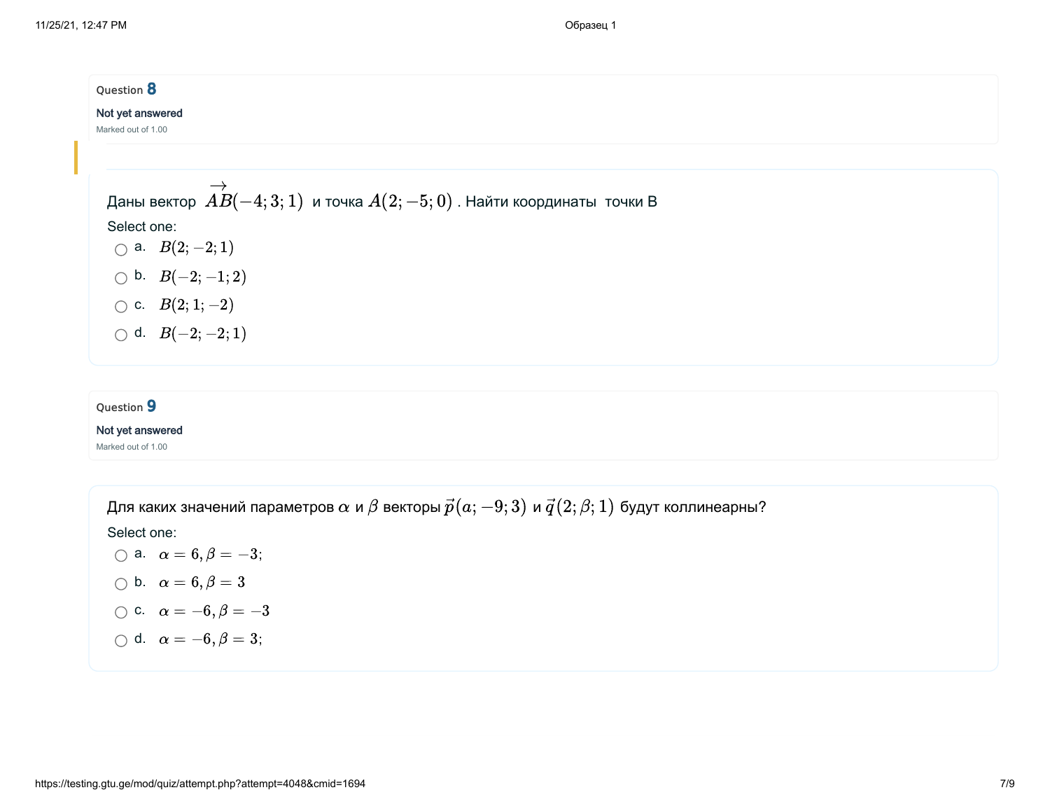Question **8**

Not yet answered

Marked out of 1.00

Даны вектор $\overrightarrow{AB}(-4;3;1)$ и точка $A(2;-5;0)$ . Найти координаты точки B

Select one:

- a. $B(2;-2;1)$
- b. $B(-2;-1;2)$
- c. $B(2;1;-2)$
- d. $B(-2;-2;1)$

Question **9**

Not yet answered

Marked out of 1.00

Для каких значений параметров $\alpha$ и $\beta$ векторы $\vec{p}(\alpha;-9;3)$ и $\vec{q}(2;\beta;1)$ будут коллинеарны?

Select one:

- a. $\alpha = 6, \beta = -3;$
- b. $\alpha = 6, \beta = 3$
- c. $\alpha = -6, \beta = -3$
- d. $\alpha = -6, \beta = 3;$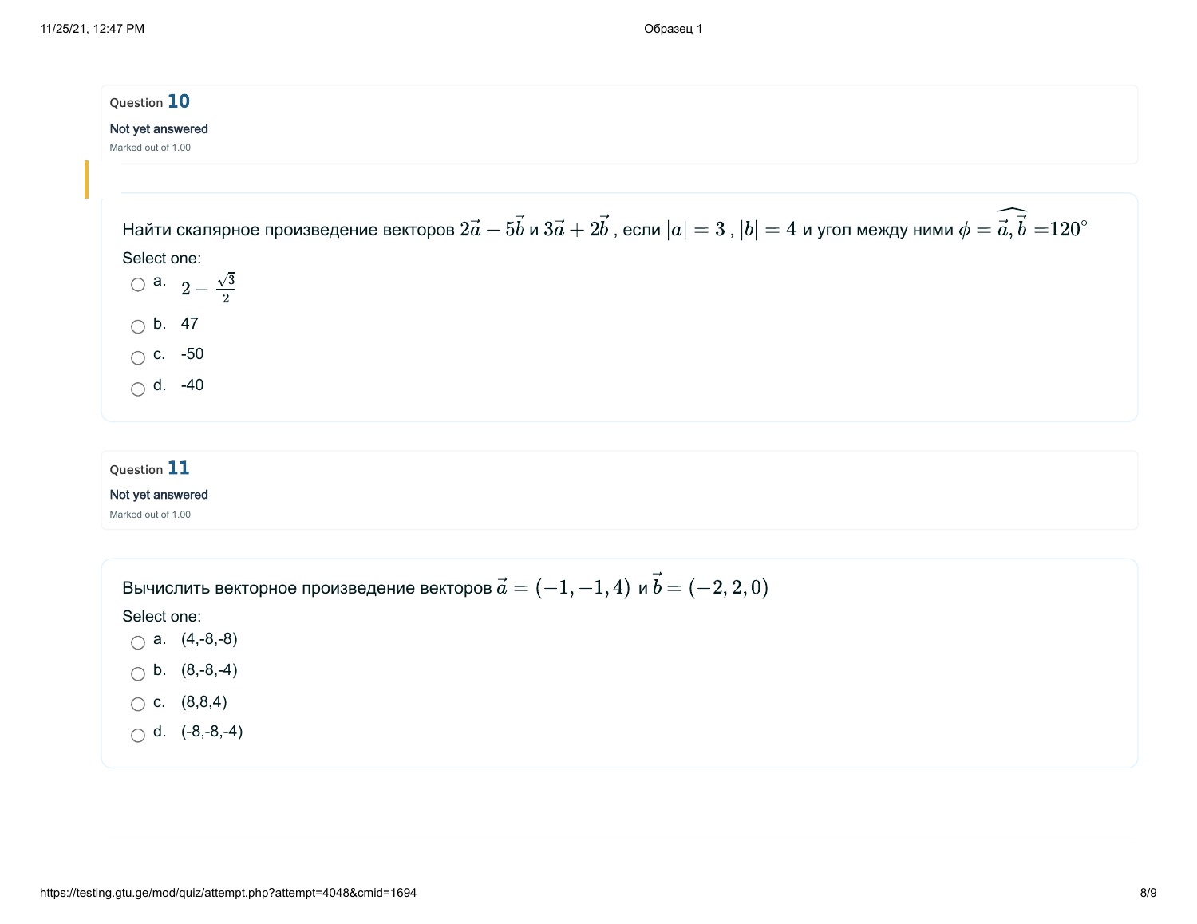Question **10**

Not yet answered

Marked out of 1.00

Найти скалярное произведение векторов $2\vec{a} - 5\vec{b}$ и $3\vec{a} + 2\vec{b}$ , если $|a| = 3$ , $|b| = 4$ и угол между ними $\phi = \widehat{\vec{a}, \vec{b}}$ =$120^{\circ}$

Select one:

- a. $2 - \frac{\sqrt{3}}{2}$
- b. 47
- c. -50
- d. -40

Question **11**

Not yet answered

Marked out of 1.00

Вычислить векторное произведение векторов $\vec{a} = (-1, -1, 4)$ и $\vec{b} = (-2, 2, 0)$

Select one:

- a. (4,-8,-8)
- b. (8,-8,-4)
- c. (8,8,4)
- d. (-8,-8,-4)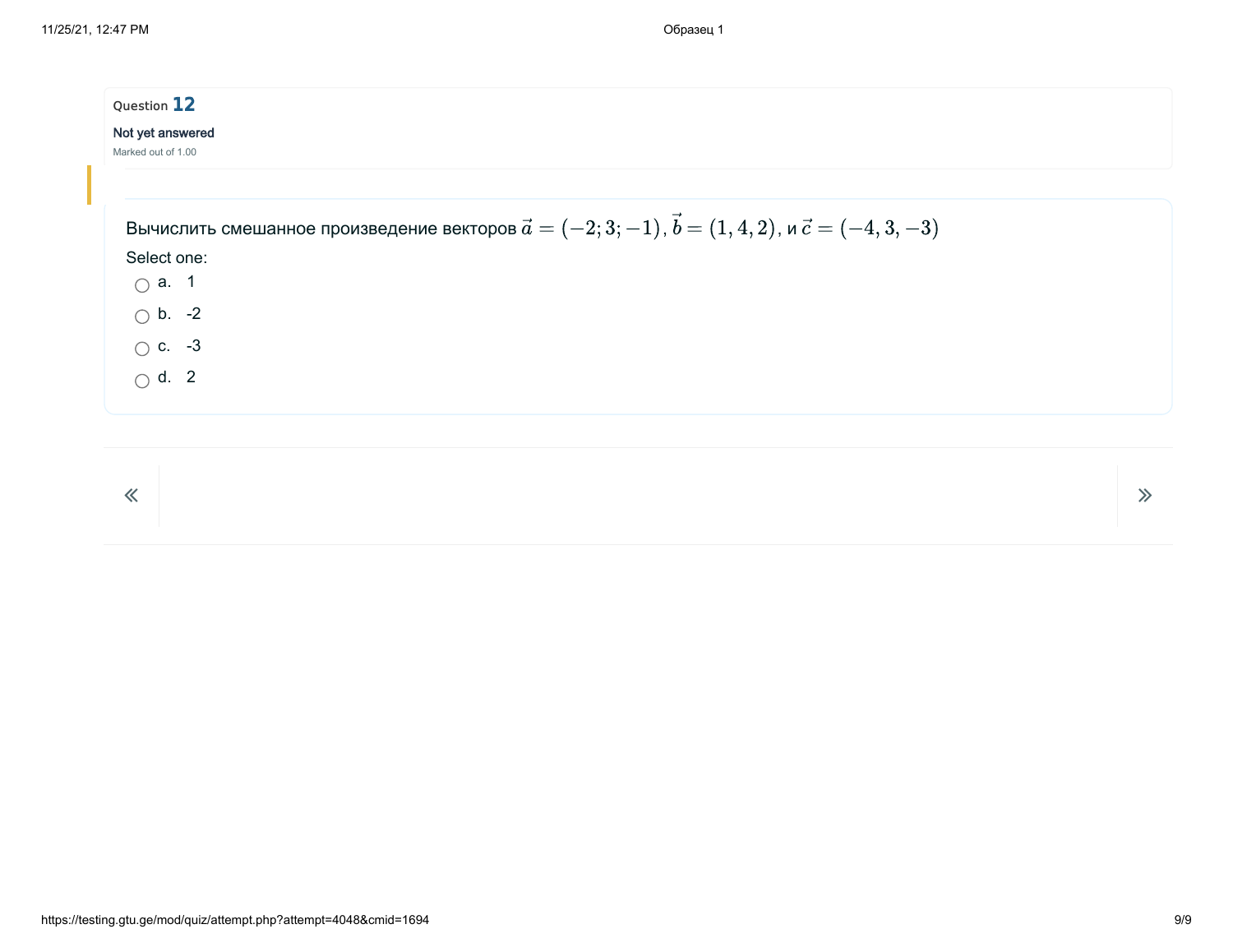Question **12**

Not yet answered

Marked out of 1.00

Вычислить смешанное произведение векторов $\vec{a} = (-2; 3; -1)$, $\vec{b} = (1, 4, 2)$, и $\vec{c} = (-4, 3, -3)$

Select one:

- a. 1
- b. -2
- c. -3
- d. 2